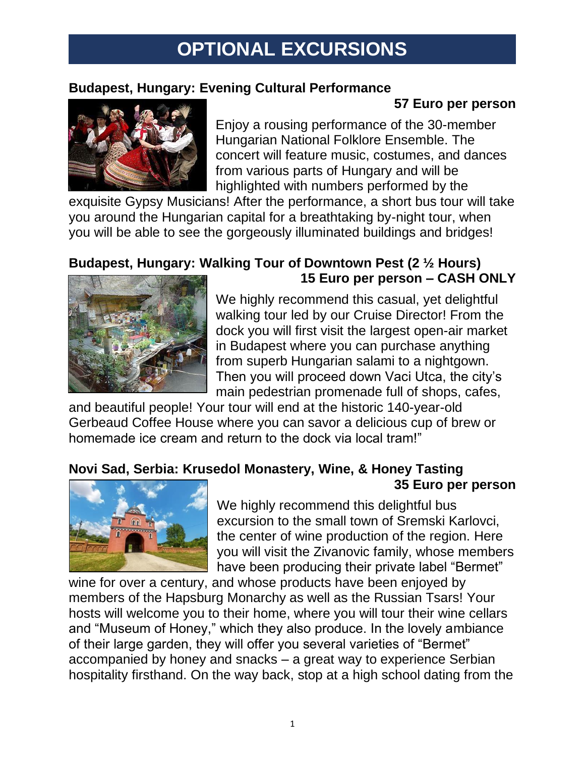# OPTIONAL EXCURSIONS

## Budapest, Hungary: Evening Cultural Performance

**57 Euro per person**

Enjoy a rousing performance of the 30-member Hungarian National Folklore Ensemble. The concert will feature music, costumes, and dances from various parts of Hungary and will be highlighted with numbers performed by the exquisite Gypsy Musicians! After the performance, a short bus tour will take you around the Hungarian capital for a breathtaking by-night tour, when you will be able to see the gorgeously illuminated buildings and bridges!

## Budapest, Hungary: Walking Tour of Downtown Pest (2 ½ Hours)

**15 Euro per person – CASH ONLY**

We highly recommend this casual, yet delightful walking tour led by our Cruise Director! From the dock you will first visit the largest open-air market in Budapest where you can purchase anything from superb Hungarian salami to a nightgown. Then you will proceed down Vaci Utca, the city's main pedestrian promenade full of shops, cafes, and beautiful people! Your tour will end at the historic 140-year-old Gerbeaud Coffee House where you can savor a delicious cup of brew or homemade ice cream and return to the dock via local tram!"

## Novi Sad, Serbia: Krusedol Monastery, Wine, & Honey Tasting

**35 Euro per person**

We highly recommend this delightful bus excursion to the small town of Sremski Karlovci, the center of wine production of the region. Here you will visit the Zivanovic family, whose members have been producing their private label "Bermet" wine for over a century, and whose products have been enjoyed by members of the Hapsburg Monarchy as well as the Russian Tsars! Your hosts will welcome you to their home, where you will tour their wine cellars and "Museum of Honey," which they also produce. In the lovely ambiance of their large garden, they will offer you several varieties of "Bermet" accompanied by honey and snacks – a great way to experience Serbian hospitality firsthand. On the way back, stop at a high school dating from the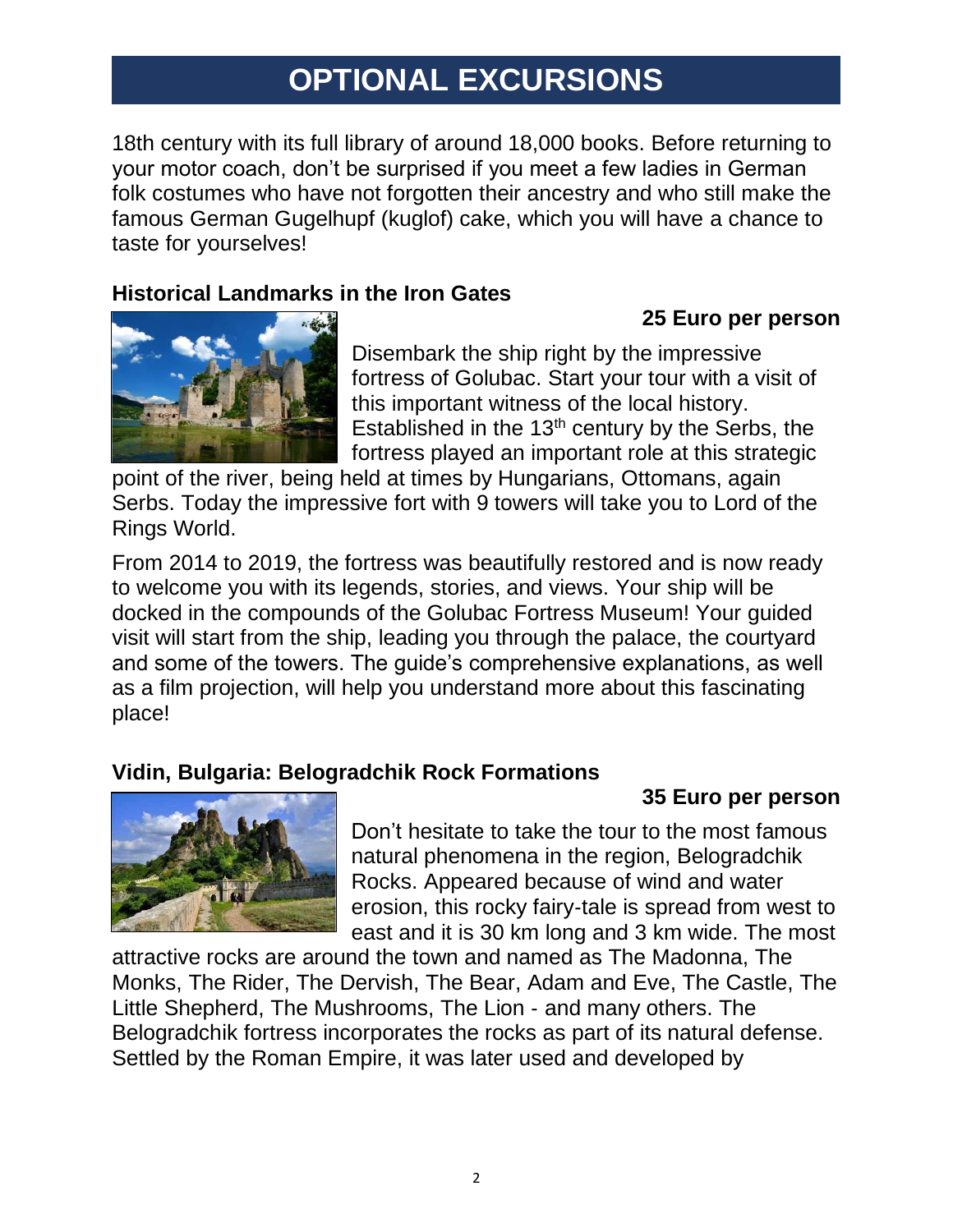# OPTIONAL EXCURSIONS

18th century with its full library of around 18,000 books. Before returning to your motor coach, don't be surprised if you meet a few ladies in German folk costumes who have not forgotten their ancestry and who still make the famous German Gugelhupf (kuglof) cake, which you will have a chance to taste for yourselves!

### Historical Landmarks in the Iron Gates

**25 Euro per person**

Disembark the ship right by the impressive fortress of Golubac. Start your tour with a visit of this important witness of the local history. Established in the 13th century by the Serbs, the fortress played an important role at this strategic point of the river, being held at times by Hungarians, Ottomans, again Serbs. Today the impressive fort with 9 towers will take you to Lord of the Rings World.

From 2014 to 2019, the fortress was beautifully restored and is now ready to welcome you with its legends, stories, and views. Your ship will be docked in the compounds of the Golubac Fortress Museum! Your guided visit will start from the ship, leading you through the palace, the courtyard and some of the towers. The guide's comprehensive explanations, as well as a film projection, will help you understand more about this fascinating place!

### Vidin, Bulgaria: Belogradchik Rock Formations

**35 Euro per person**

Don't hesitate to take the tour to the most famous natural phenomena in the region, Belogradchik Rocks. Appeared because of wind and water erosion, this rocky fairy-tale is spread from west to east and it is 30 km long and 3 km wide. The most attractive rocks are around the town and named as The Madonna, The Monks, The Rider, The Dervish, The Bear, Adam and Eve, The Castle, The Little Shepherd, The Mushrooms, The Lion - and many others. The Belogradchik fortress incorporates the rocks as part of its natural defense. Settled by the Roman Empire, it was later used and developed by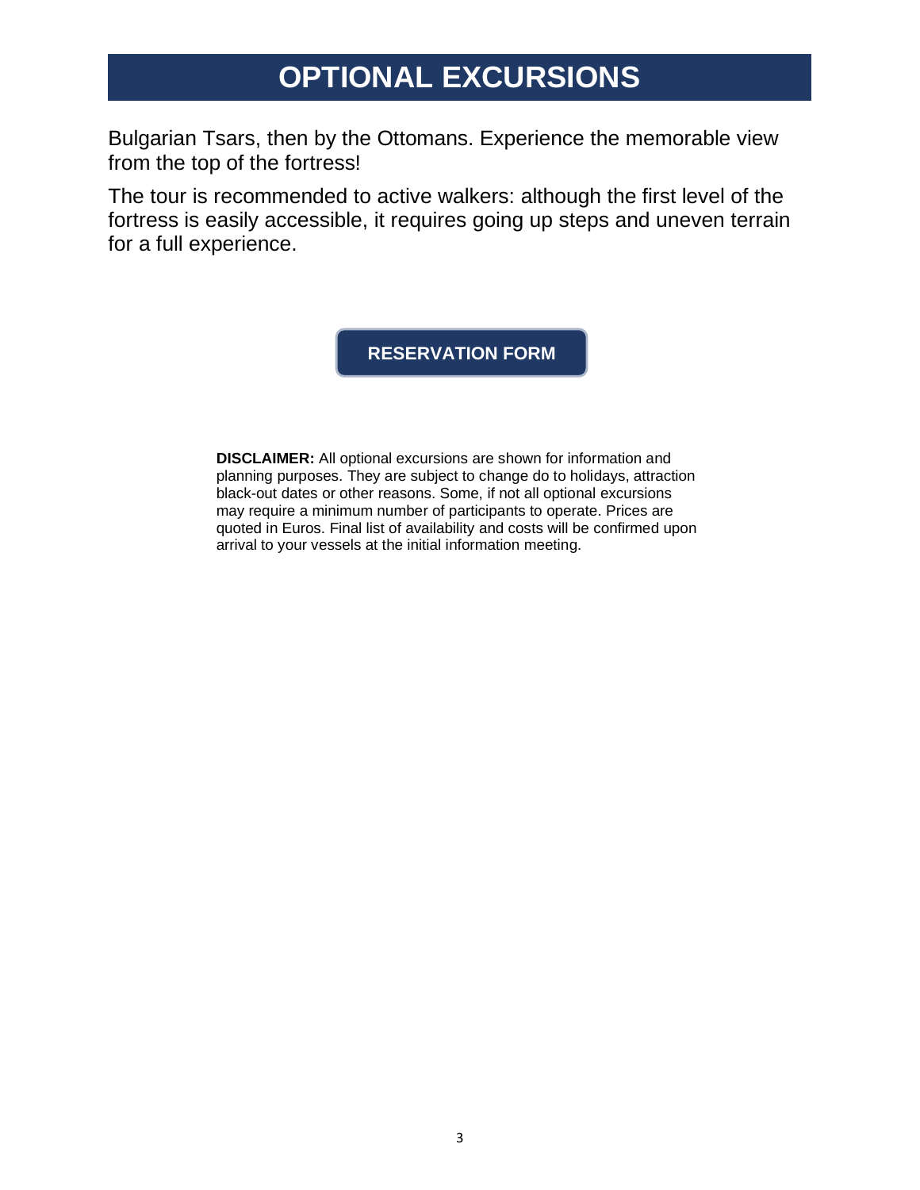# OPTIONAL EXCURSIONS

Bulgarian Tsars, then by the Ottomans. Experience the memorable view from the top of the fortress!

The tour is recommended to active walkers: although the first level of the fortress is easily accessible, it requires going up steps and uneven terrain for a full experience.

**RESERVATION FORM**

**DISCLAIMER:** All optional excursions are shown for information and planning purposes. They are subject to change do to holidays, attraction black-out dates or other reasons. Some, if not all optional excursions may require a minimum number of participants to operate. Prices are quoted in Euros. Final list of availability and costs will be confirmed upon arrival to your vessels at the initial information meeting.